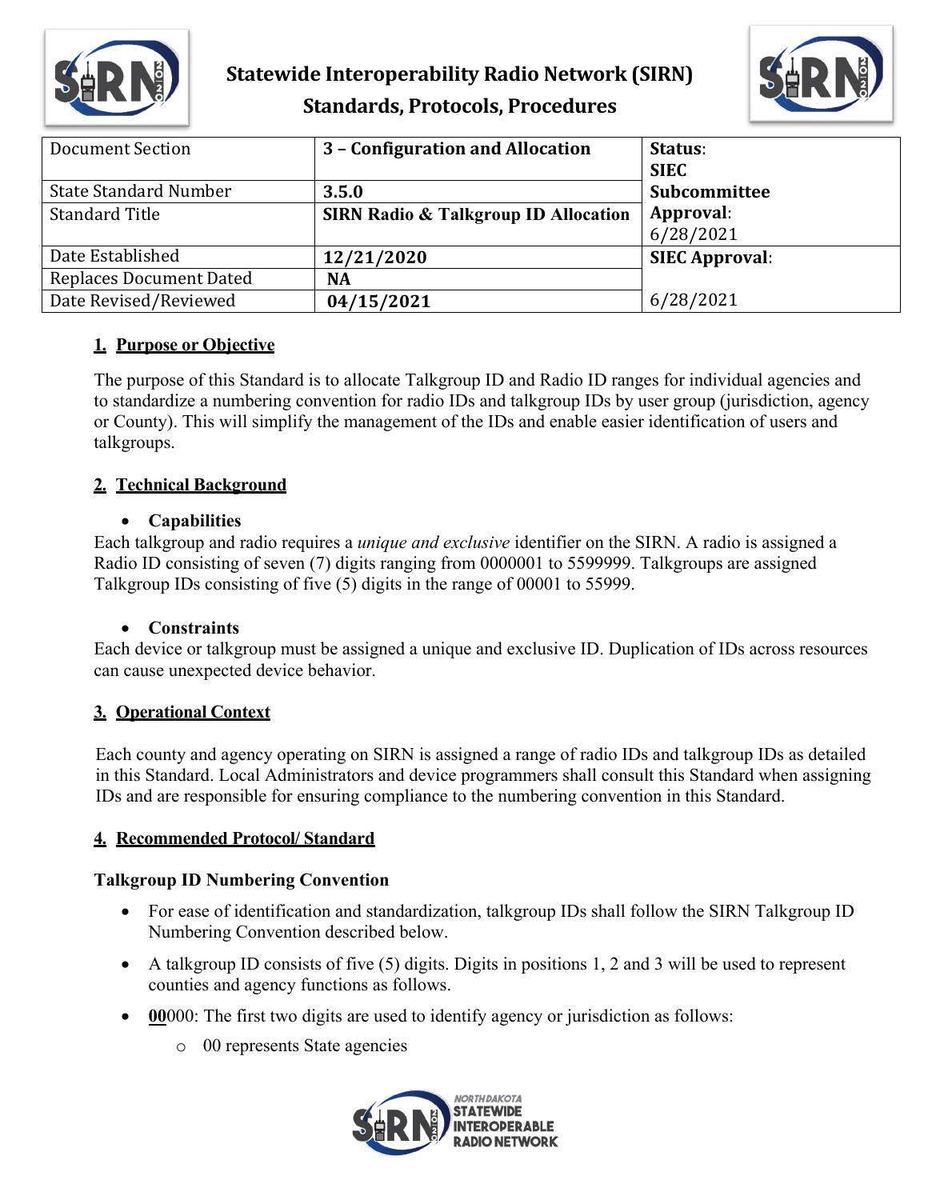# Statewide Interoperability Radio Network (SIRN) Standards, Protocols, Procedures

| Document Section | 3 – Configuration and Allocation | Status: SIEC Subcommittee Approval: 6/28/2021 |
|---|---|---|
| State Standard Number | **3.5.0** | |
| Standard Title | **SIRN Radio & Talkgroup ID Allocation** | |
| Date Established | **12/21/2020** | **SIEC Approval**: 6/28/2021 |
| Replaces Document Dated | **NA** | |
| Date Revised/Reviewed | **04/15/2021** | |

## 1. Purpose or Objective

The purpose of this Standard is to allocate Talkgroup ID and Radio ID ranges for individual agencies and to standardize a numbering convention for radio IDs and talkgroup IDs by user group (jurisdiction, agency or County). This will simplify the management of the IDs and enable easier identification of users and talkgroups.

## 2. Technical Background

- **Capabilities**

Each talkgroup and radio requires a *unique and exclusive* identifier on the SIRN. A radio is assigned a Radio ID consisting of seven (7) digits ranging from 0000001 to 5599999. Talkgroups are assigned Talkgroup IDs consisting of five (5) digits in the range of 00001 to 55999.

- **Constraints**

Each device or talkgroup must be assigned a unique and exclusive ID. Duplication of IDs across resources can cause unexpected device behavior.

## 3. Operational Context

Each county and agency operating on SIRN is assigned a range of radio IDs and talkgroup IDs as detailed in this Standard. Local Administrators and device programmers shall consult this Standard when assigning IDs and are responsible for ensuring compliance to the numbering convention in this Standard.

## 4. Recommended Protocol/ Standard

### Talkgroup ID Numbering Convention

- For ease of identification and standardization, talkgroup IDs shall follow the SIRN Talkgroup ID Numbering Convention described below.
- A talkgroup ID consists of five (5) digits. Digits in positions 1, 2 and 3 will be used to represent counties and agency functions as follows.
- **00**000: The first two digits are used to identify agency or jurisdiction as follows:
  - 00 represents State agencies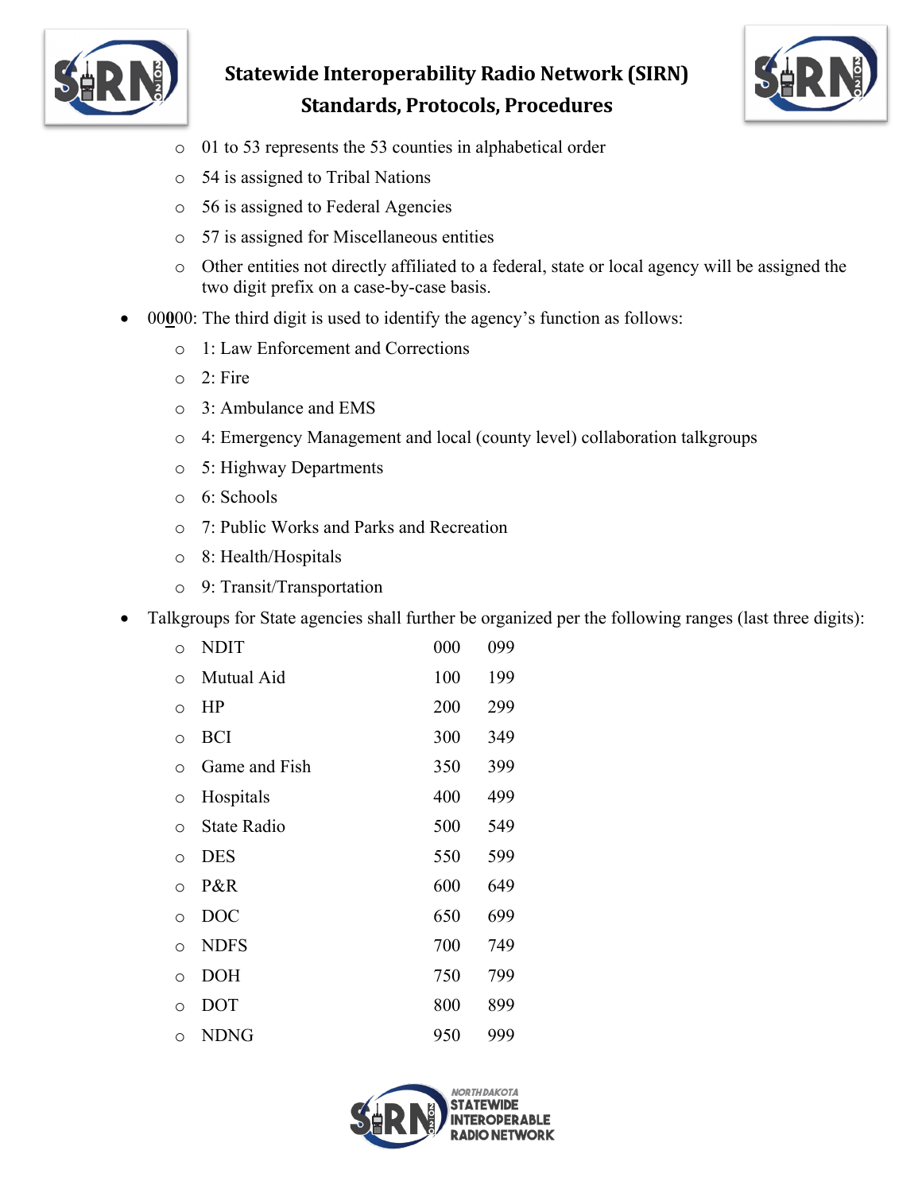- 01 to 53 represents the 53 counties in alphabetical order
- 54 is assigned to Tribal Nations
- 56 is assigned to Federal Agencies
- 57 is assigned for Miscellaneous entities
- Other entities not directly affiliated to a federal, state or local agency will be assigned the two digit prefix on a case-by-case basis.

- 00**0**00: The third digit is used to identify the agency's function as follows:
  - 1: Law Enforcement and Corrections
  - 2: Fire
  - 3: Ambulance and EMS
  - 4: Emergency Management and local (county level) collaboration talkgroups
  - 5: Highway Departments
  - 6: Schools
  - 7: Public Works and Parks and Recreation
  - 8: Health/Hospitals
  - 9: Transit/Transportation
- Talkgroups for State agencies shall further be organized per the following ranges (last three digits):

| Agency | Start | End |
|---|---|---|
| NDIT | 000 | 099 |
| Mutual Aid | 100 | 199 |
| HP | 200 | 299 |
| BCI | 300 | 349 |
| Game and Fish | 350 | 399 |
| Hospitals | 400 | 499 |
| State Radio | 500 | 549 |
| DES | 550 | 599 |
| P&R | 600 | 649 |
| DOC | 650 | 699 |
| NDFS | 700 | 749 |
| DOH | 750 | 799 |
| DOT | 800 | 899 |
| NDNG | 950 | 999 |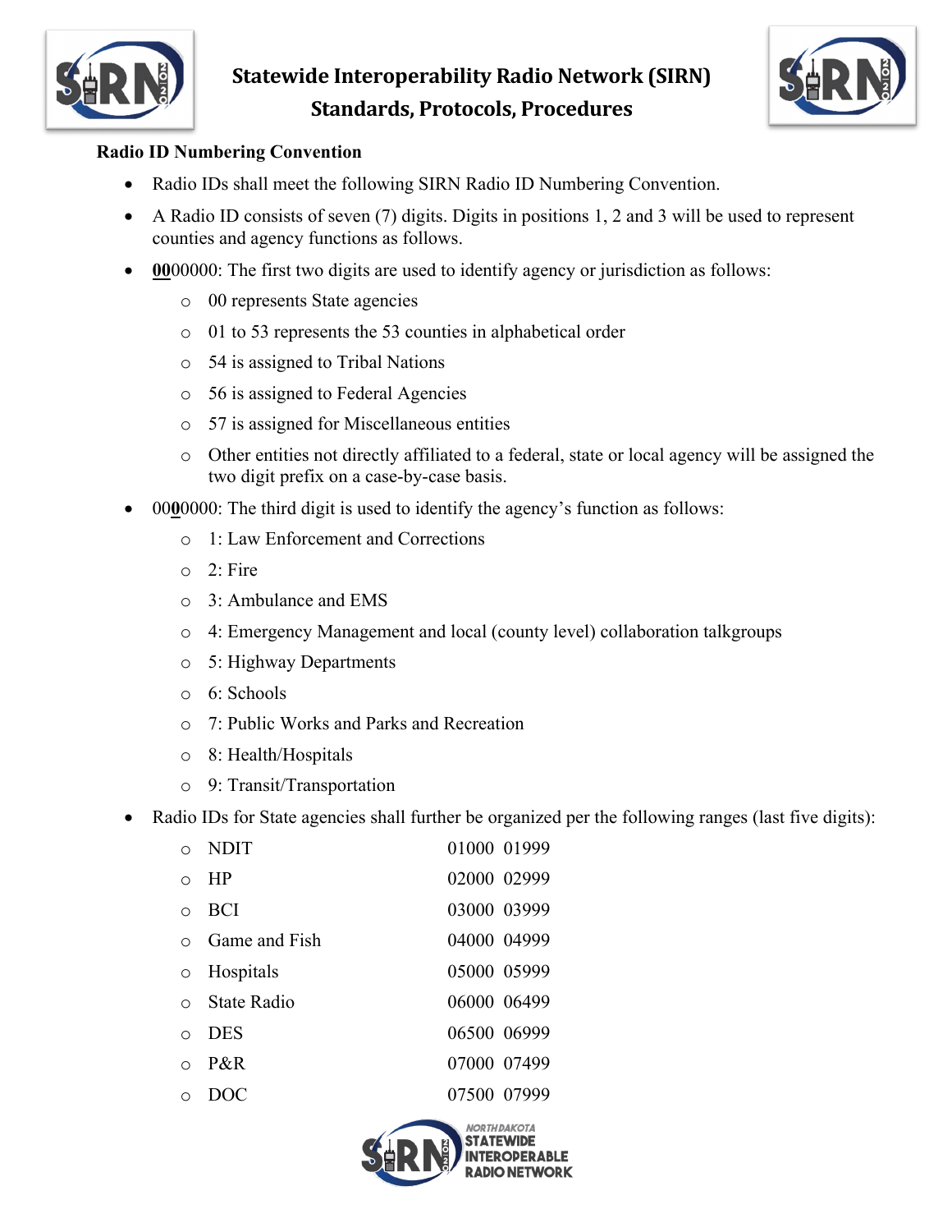**Radio ID Numbering Convention**

- Radio IDs shall meet the following SIRN Radio ID Numbering Convention.
- A Radio ID consists of seven (7) digits. Digits in positions 1, 2 and 3 will be used to represent counties and agency functions as follows.
- **<u>00</u>**00000: The first two digits are used to identify agency or jurisdiction as follows:
  - 00 represents State agencies
  - 01 to 53 represents the 53 counties in alphabetical order
  - 54 is assigned to Tribal Nations
  - 56 is assigned to Federal Agencies
  - 57 is assigned for Miscellaneous entities
  - Other entities not directly affiliated to a federal, state or local agency will be assigned the two digit prefix on a case-by-case basis.
- 00**<u>0</u>**0000: The third digit is used to identify the agency's function as follows:
  - 1: Law Enforcement and Corrections
  - 2: Fire
  - 3: Ambulance and EMS
  - 4: Emergency Management and local (county level) collaboration talkgroups
  - 5: Highway Departments
  - 6: Schools
  - 7: Public Works and Parks and Recreation
  - 8: Health/Hospitals
  - 9: Transit/Transportation
- Radio IDs for State agencies shall further be organized per the following ranges (last five digits):
  - NDIT 01000 01999
  - HP 02000 02999
  - BCI 03000 03999
  - Game and Fish 04000 04999
  - Hospitals 05000 05999
  - State Radio 06000 06499
  - DES 06500 06999
  - P&R 07000 07499
  - DOC 07500 07999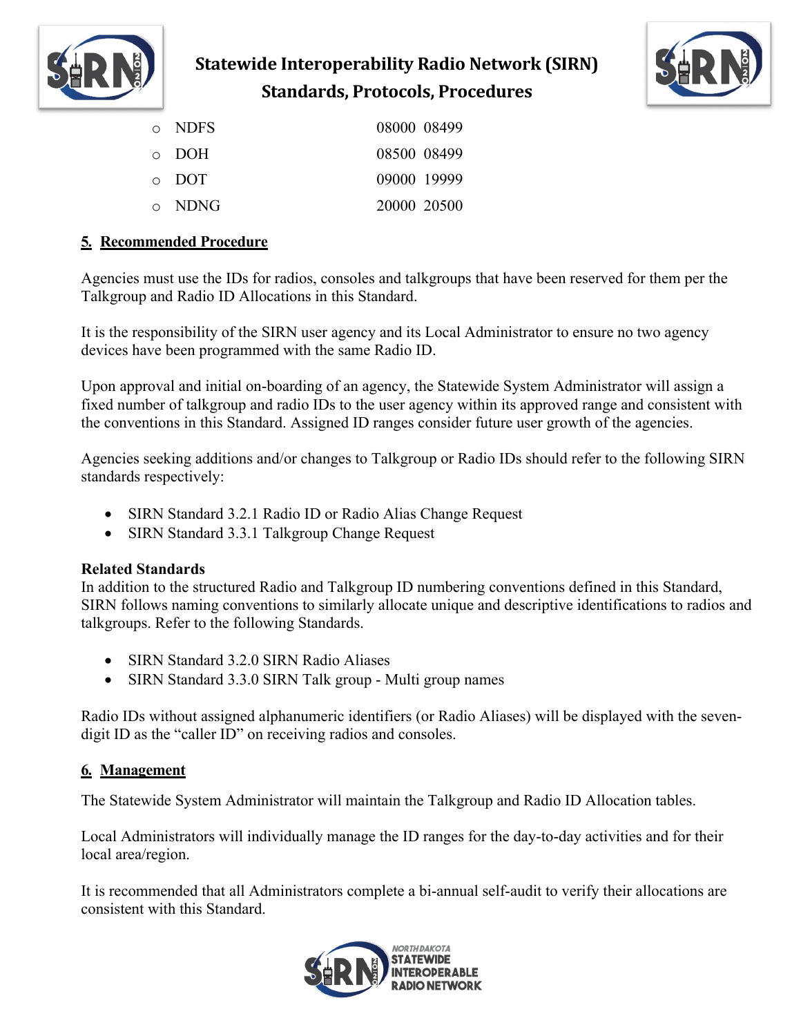- NDFS 08000 08499
- DOH 08500 08499
- DOT 09000 19999
- NDNG 20000 20500

## 5. Recommended Procedure

Agencies must use the IDs for radios, consoles and talkgroups that have been reserved for them per the Talkgroup and Radio ID Allocations in this Standard.

It is the responsibility of the SIRN user agency and its Local Administrator to ensure no two agency devices have been programmed with the same Radio ID.

Upon approval and initial on-boarding of an agency, the Statewide System Administrator will assign a fixed number of talkgroup and radio IDs to the user agency within its approved range and consistent with the conventions in this Standard. Assigned ID ranges consider future user growth of the agencies.

Agencies seeking additions and/or changes to Talkgroup or Radio IDs should refer to the following SIRN standards respectively:

- SIRN Standard 3.2.1 Radio ID or Radio Alias Change Request
- SIRN Standard 3.3.1 Talkgroup Change Request

**Related Standards**
In addition to the structured Radio and Talkgroup ID numbering conventions defined in this Standard, SIRN follows naming conventions to similarly allocate unique and descriptive identifications to radios and talkgroups. Refer to the following Standards.

- SIRN Standard 3.2.0 SIRN Radio Aliases
- SIRN Standard 3.3.0 SIRN Talk group - Multi group names

Radio IDs without assigned alphanumeric identifiers (or Radio Aliases) will be displayed with the seven-digit ID as the "caller ID" on receiving radios and consoles.

## 6. Management

The Statewide System Administrator will maintain the Talkgroup and Radio ID Allocation tables.

Local Administrators will individually manage the ID ranges for the day-to-day activities and for their local area/region.

It is recommended that all Administrators complete a bi-annual self-audit to verify their allocations are consistent with this Standard.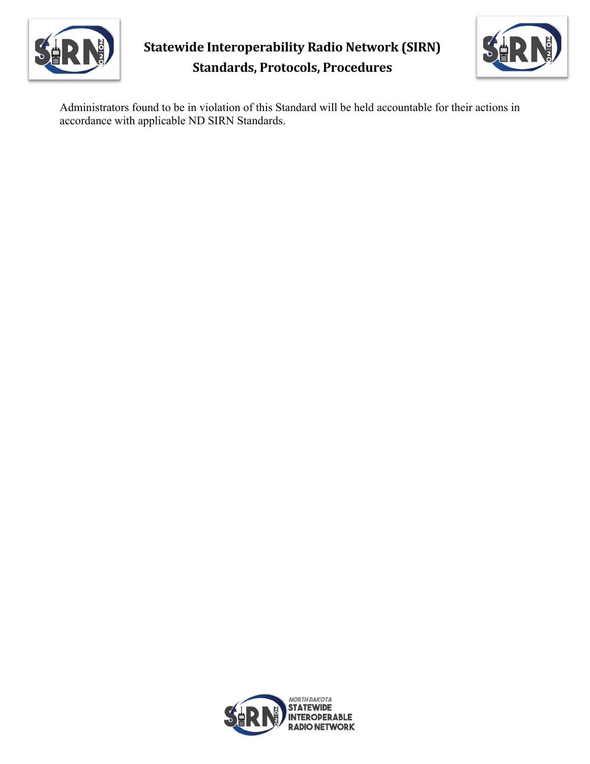Administrators found to be in violation of this Standard will be held accountable for their actions in accordance with applicable ND SIRN Standards.